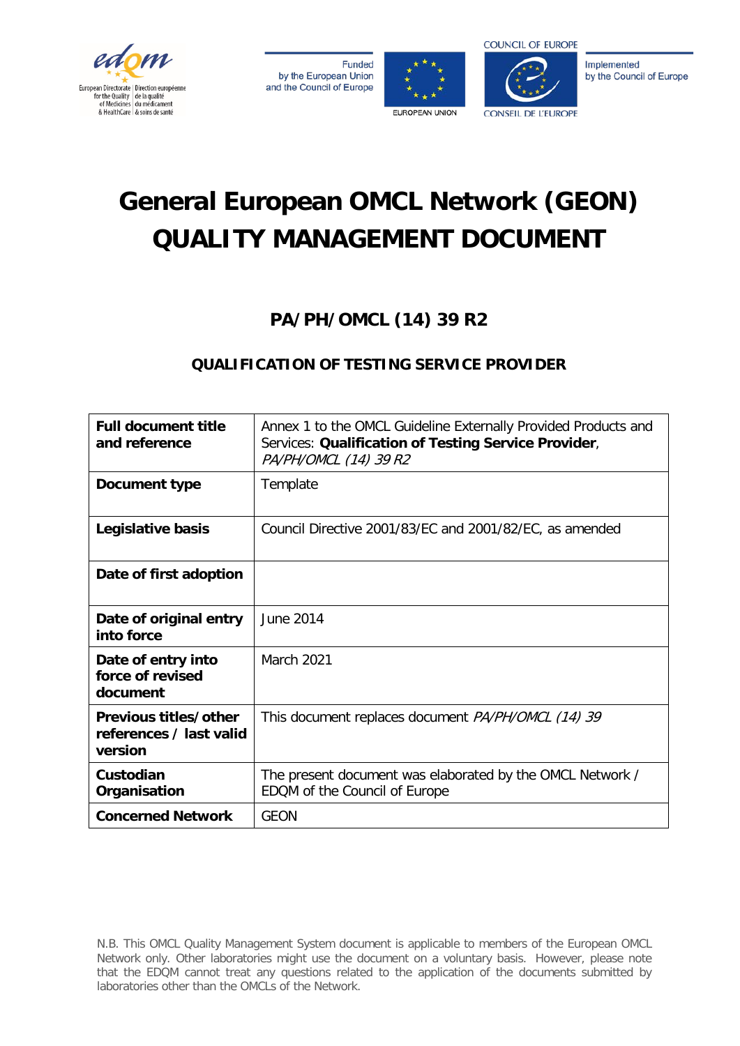edqm European Directorate for the Quality of Medicines & HealthCare | Direction européenne de la qualité du médicament & soins de santé

Funded by the European Union and the Council of Europe — EUROPEAN UNION — COUNCIL OF EUROPE / CONSEIL DE L'EUROPE — Implemented by the Council of Europe

# General European OMCL Network (GEON) QUALITY MANAGEMENT DOCUMENT

## PA/PH/OMCL (14) 39 R2

### QUALIFICATION OF TESTING SERVICE PROVIDER

| **Full document title and reference** | Annex 1 to the OMCL Guideline Externally Provided Products and Services: **Qualification of Testing Service Provider**, *PA/PH/OMCL (14) 39 R2* |
|---|---|
| **Document type** | Template |
| **Legislative basis** | Council Directive 2001/83/EC and 2001/82/EC, as amended |
| **Date of first adoption** | |
| **Date of original entry into force** | June 2014 |
| **Date of entry into force of revised document** | March 2021 |
| **Previous titles/other references / last valid version** | This document replaces document *PA/PH/OMCL (14) 39* |
| **Custodian Organisation** | The present document was elaborated by the OMCL Network / EDQM of the Council of Europe |
| **Concerned Network** | GEON |

N.B. This OMCL Quality Management System document is applicable to members of the European OMCL Network only. Other laboratories might use the document on a voluntary basis. However, please note that the EDQM cannot treat any questions related to the application of the documents submitted by laboratories other than the OMCLs of the Network.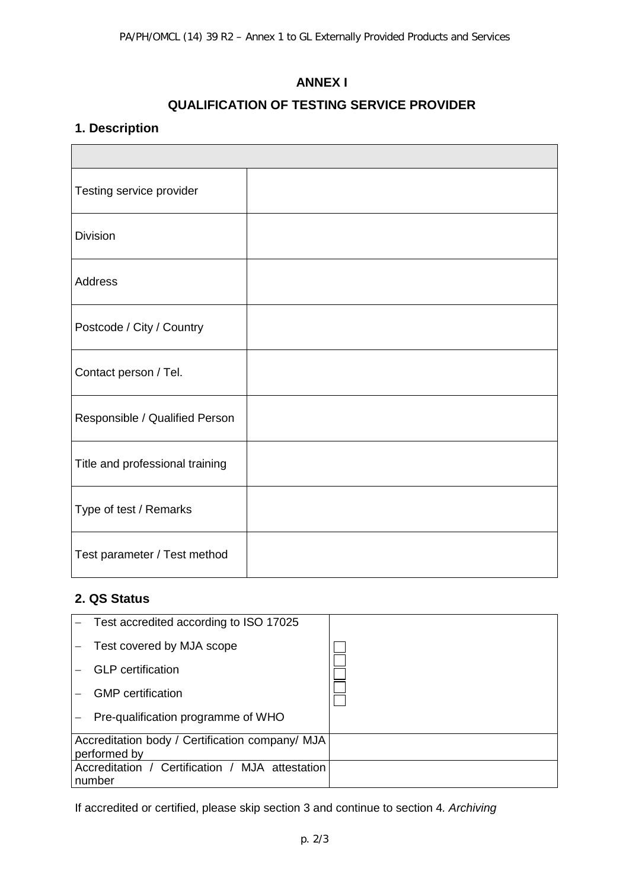## ANNEX I

## QUALIFICATION OF TESTING SERVICE PROVIDER

### 1. Description

| | |
|---|---|
| Testing service provider | |
| Division | |
| Address | |
| Postcode / City / Country | |
| Contact person / Tel. | |
| Responsible / Qualified Person | |
| Title and professional training | |
| Type of test / Remarks | |
| Test parameter / Test method | |

### 2. QS Status

| | |
|---|---|
| – Test accredited according to ISO 17025<br>– Test covered by MJA scope<br>– GLP certification<br>– GMP certification<br>– Pre-qualification programme of WHO | ☐<br>☐<br>☐<br>☐<br>☐ |
| Accreditation body / Certification company/ MJA performed by | |
| Accreditation / Certification / MJA attestation number | |

If accredited or certified, please skip section 3 and continue to section 4. *Archiving*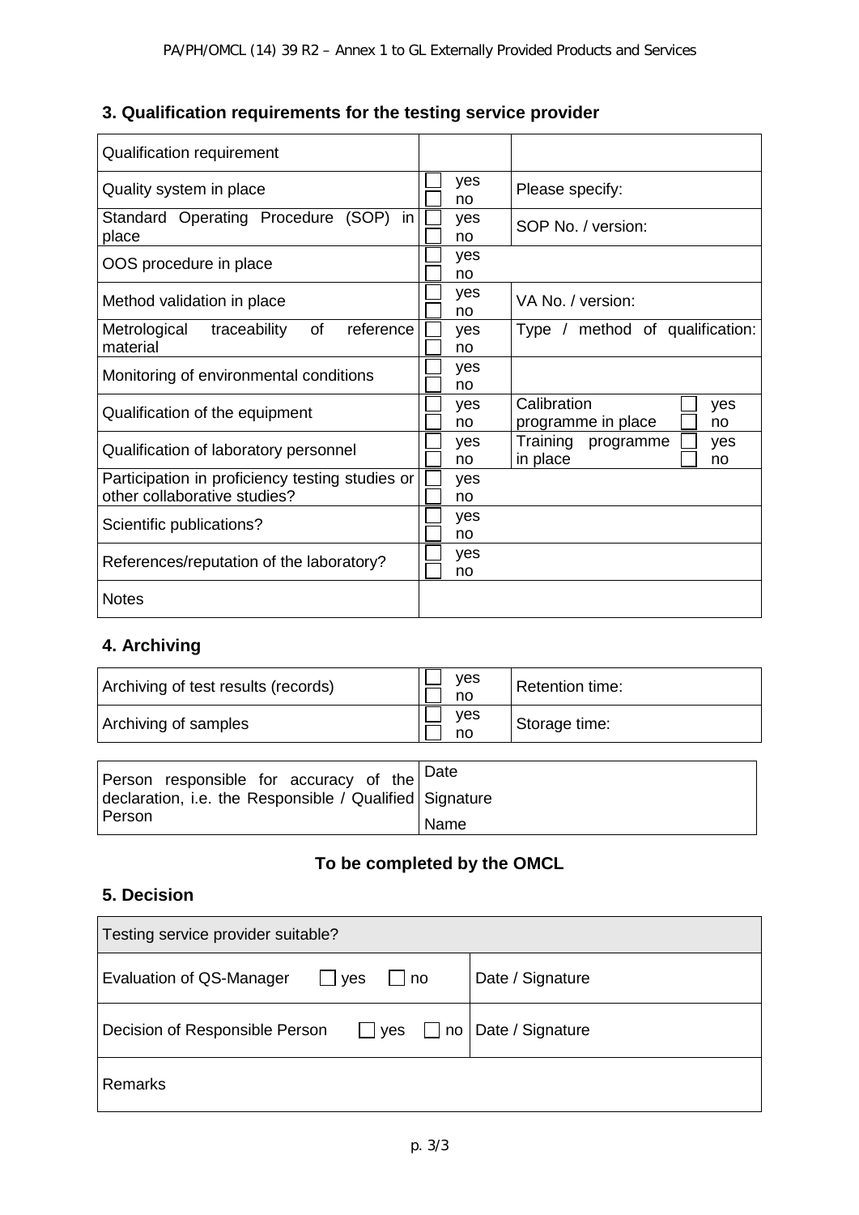## 3. Qualification requirements for the testing service provider

| Qualification requirement | | |
|---|---|---|
| Quality system in place | ☐ yes<br>☐ no | Please specify: |
| Standard Operating Procedure (SOP) in place | ☐ yes<br>☐ no | SOP No. / version: |
| OOS procedure in place | ☐ yes<br>☐ no | |
| Method validation in place | ☐ yes<br>☐ no | VA No. / version: |
| Metrological traceability of reference material | ☐ yes<br>☐ no | Type / method of qualification: |
| Monitoring of environmental conditions | ☐ yes<br>☐ no | |
| Qualification of the equipment | ☐ yes<br>☐ no | Calibration programme in place ☐ yes ☐ no |
| Qualification of laboratory personnel | ☐ yes<br>☐ no | Training programme in place ☐ yes ☐ no |
| Participation in proficiency testing studies or other collaborative studies? | ☐ yes<br>☐ no | |
| Scientific publications? | ☐ yes<br>☐ no | |
| References/reputation of the laboratory? | ☐ yes<br>☐ no | |
| Notes | | |

## 4. Archiving

| | | |
|---|---|---|
| Archiving of test results (records) | ☐ yes<br>☐ no | Retention time: |
| Archiving of samples | ☐ yes<br>☐ no | Storage time: |

| | |
|---|---|
| Person responsible for accuracy of the declaration, i.e. the Responsible / Qualified Person | Date<br>Signature<br>Name |

**To be completed by the OMCL**

## 5. Decision

| Testing service provider suitable? | |
|---|---|
| Evaluation of QS-Manager ☐ yes ☐ no | Date / Signature |
| Decision of Responsible Person ☐ yes ☐ no | Date / Signature |
| Remarks | |